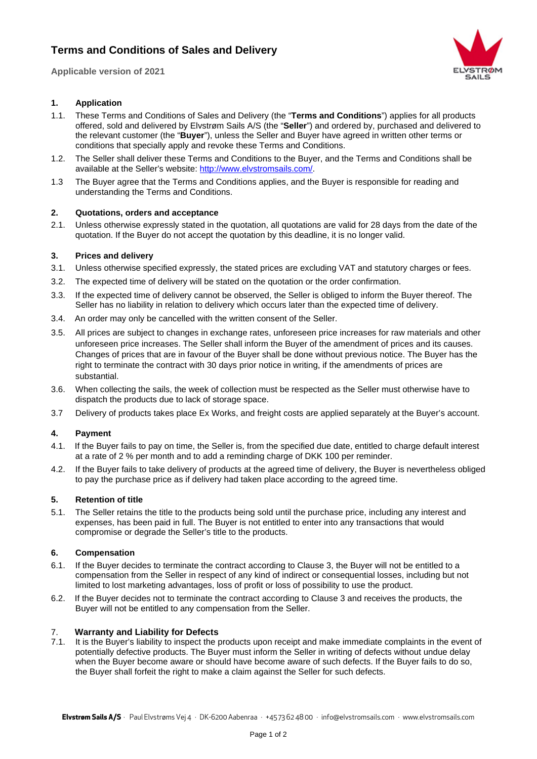# Terms and Conditions of Sales and Delivery

**Applicable version of 2021**

## 1. Application

1.1. These Terms and Conditions of Sales and Delivery (the "**Terms and Conditions**") applies for all products offered, sold and delivered by Elvstrøm Sails A/S (the "**Seller**") and ordered by, purchased and delivered to the relevant customer (the "**Buyer**"), unless the Seller and Buyer have agreed in written other terms or conditions that specially apply and revoke these Terms and Conditions.

1.2. The Seller shall deliver these Terms and Conditions to the Buyer, and the Terms and Conditions shall be available at the Seller's website: [http://www.elvstromsails.com/](http://www.elvstromsails.com/).

1.3 The Buyer agree that the Terms and Conditions applies, and the Buyer is responsible for reading and understanding the Terms and Conditions.

## 2. Quotations, orders and acceptance

2.1. Unless otherwise expressly stated in the quotation, all quotations are valid for 28 days from the date of the quotation. If the Buyer do not accept the quotation by this deadline, it is no longer valid.

## 3. Prices and delivery

3.1. Unless otherwise specified expressly, the stated prices are excluding VAT and statutory charges or fees.

3.2. The expected time of delivery will be stated on the quotation or the order confirmation.

3.3. If the expected time of delivery cannot be observed, the Seller is obliged to inform the Buyer thereof. The Seller has no liability in relation to delivery which occurs later than the expected time of delivery.

3.4. An order may only be cancelled with the written consent of the Seller.

3.5. All prices are subject to changes in exchange rates, unforeseen price increases for raw materials and other unforeseen price increases. The Seller shall inform the Buyer of the amendment of prices and its causes. Changes of prices that are in favour of the Buyer shall be done without previous notice. The Buyer has the right to terminate the contract with 30 days prior notice in writing, if the amendments of prices are substantial.

3.6. When collecting the sails, the week of collection must be respected as the Seller must otherwise have to dispatch the products due to lack of storage space.

3.7 Delivery of products takes place Ex Works, and freight costs are applied separately at the Buyer's account.

## 4. Payment

4.1. If the Buyer fails to pay on time, the Seller is, from the specified due date, entitled to charge default interest at a rate of 2 % per month and to add a reminding charge of DKK 100 per reminder.

4.2. If the Buyer fails to take delivery of products at the agreed time of delivery, the Buyer is nevertheless obliged to pay the purchase price as if delivery had taken place according to the agreed time.

## 5. Retention of title

5.1. The Seller retains the title to the products being sold until the purchase price, including any interest and expenses, has been paid in full. The Buyer is not entitled to enter into any transactions that would compromise or degrade the Seller's title to the products.

## 6. Compensation

6.1. If the Buyer decides to terminate the contract according to Clause 3, the Buyer will not be entitled to a compensation from the Seller in respect of any kind of indirect or consequential losses, including but not limited to lost marketing advantages, loss of profit or loss of possibility to use the product.

6.2. If the Buyer decides not to terminate the contract according to Clause 3 and receives the products, the Buyer will not be entitled to any compensation from the Seller.

## 7. Warranty and Liability for Defects

7.1. It is the Buyer's liability to inspect the products upon receipt and make immediate complaints in the event of potentially defective products. The Buyer must inform the Seller in writing of defects without undue delay when the Buyer become aware or should have become aware of such defects. If the Buyer fails to do so, the Buyer shall forfeit the right to make a claim against the Seller for such defects.

**Elvstrøm Sails A/S** · Paul Elvstrøms Vej 4 · DK-6200 Aabenraa · +45 73 62 48 00 · info@elvstromsails.com · www.elvstromsails.com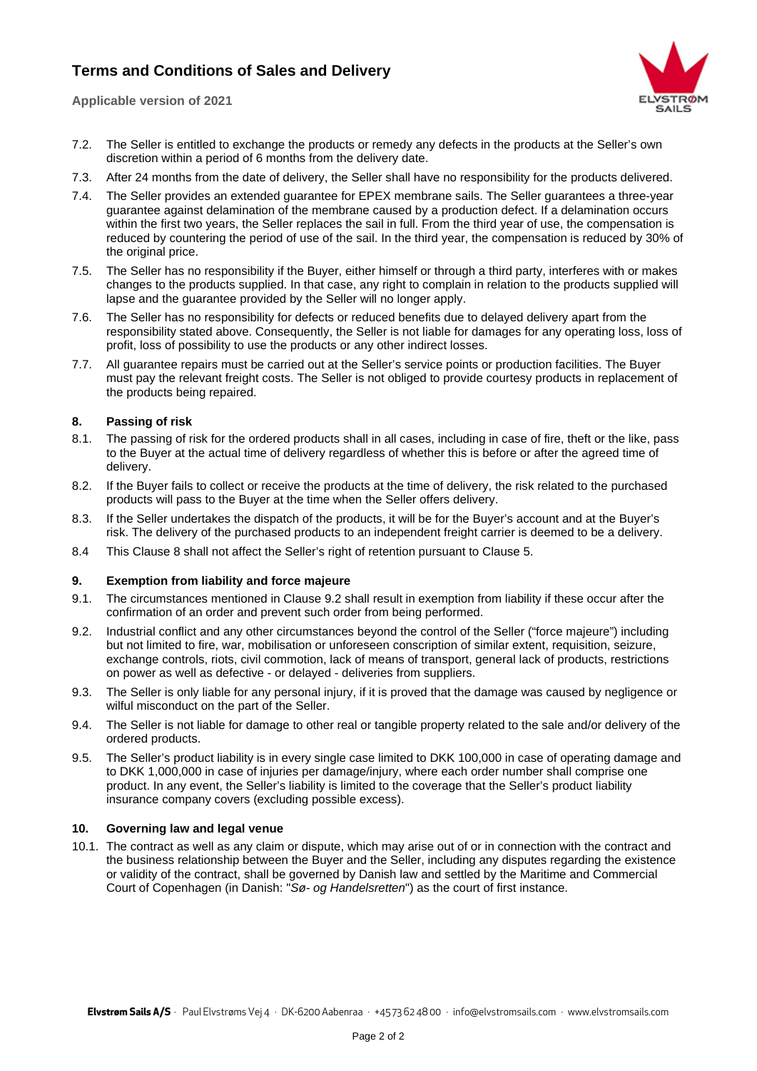7.2. The Seller is entitled to exchange the products or remedy any defects in the products at the Seller's own discretion within a period of 6 months from the delivery date.

7.3. After 24 months from the date of delivery, the Seller shall have no responsibility for the products delivered.

7.4. The Seller provides an extended guarantee for EPEX membrane sails. The Seller guarantees a three-year guarantee against delamination of the membrane caused by a production defect. If a delamination occurs within the first two years, the Seller replaces the sail in full. From the third year of use, the compensation is reduced by countering the period of use of the sail. In the third year, the compensation is reduced by 30% of the original price.

7.5. The Seller has no responsibility if the Buyer, either himself or through a third party, interferes with or makes changes to the products supplied. In that case, any right to complain in relation to the products supplied will lapse and the guarantee provided by the Seller will no longer apply.

7.6. The Seller has no responsibility for defects or reduced benefits due to delayed delivery apart from the responsibility stated above. Consequently, the Seller is not liable for damages for any operating loss, loss of profit, loss of possibility to use the products or any other indirect losses.

7.7. All guarantee repairs must be carried out at the Seller's service points or production facilities. The Buyer must pay the relevant freight costs. The Seller is not obliged to provide courtesy products in replacement of the products being repaired.

## 8. Passing of risk

8.1. The passing of risk for the ordered products shall in all cases, including in case of fire, theft or the like, pass to the Buyer at the actual time of delivery regardless of whether this is before or after the agreed time of delivery.

8.2. If the Buyer fails to collect or receive the products at the time of delivery, the risk related to the purchased products will pass to the Buyer at the time when the Seller offers delivery.

8.3. If the Seller undertakes the dispatch of the products, it will be for the Buyer's account and at the Buyer's risk. The delivery of the purchased products to an independent freight carrier is deemed to be a delivery.

8.4 This Clause 8 shall not affect the Seller's right of retention pursuant to Clause 5.

## 9. Exemption from liability and force majeure

9.1. The circumstances mentioned in Clause 9.2 shall result in exemption from liability if these occur after the confirmation of an order and prevent such order from being performed.

9.2. Industrial conflict and any other circumstances beyond the control of the Seller ("force majeure") including but not limited to fire, war, mobilisation or unforeseen conscription of similar extent, requisition, seizure, exchange controls, riots, civil commotion, lack of means of transport, general lack of products, restrictions on power as well as defective - or delayed - deliveries from suppliers.

9.3. The Seller is only liable for any personal injury, if it is proved that the damage was caused by negligence or wilful misconduct on the part of the Seller.

9.4. The Seller is not liable for damage to other real or tangible property related to the sale and/or delivery of the ordered products.

9.5. The Seller's product liability is in every single case limited to DKK 100,000 in case of operating damage and to DKK 1,000,000 in case of injuries per damage/injury, where each order number shall comprise one product. In any event, the Seller's liability is limited to the coverage that the Seller's product liability insurance company covers (excluding possible excess).

## 10. Governing law and legal venue

10.1. The contract as well as any claim or dispute, which may arise out of or in connection with the contract and the business relationship between the Buyer and the Seller, including any disputes regarding the existence or validity of the contract, shall be governed by Danish law and settled by the Maritime and Commercial Court of Copenhagen (in Danish: "*Sø- og Handelsretten*") as the court of first instance.